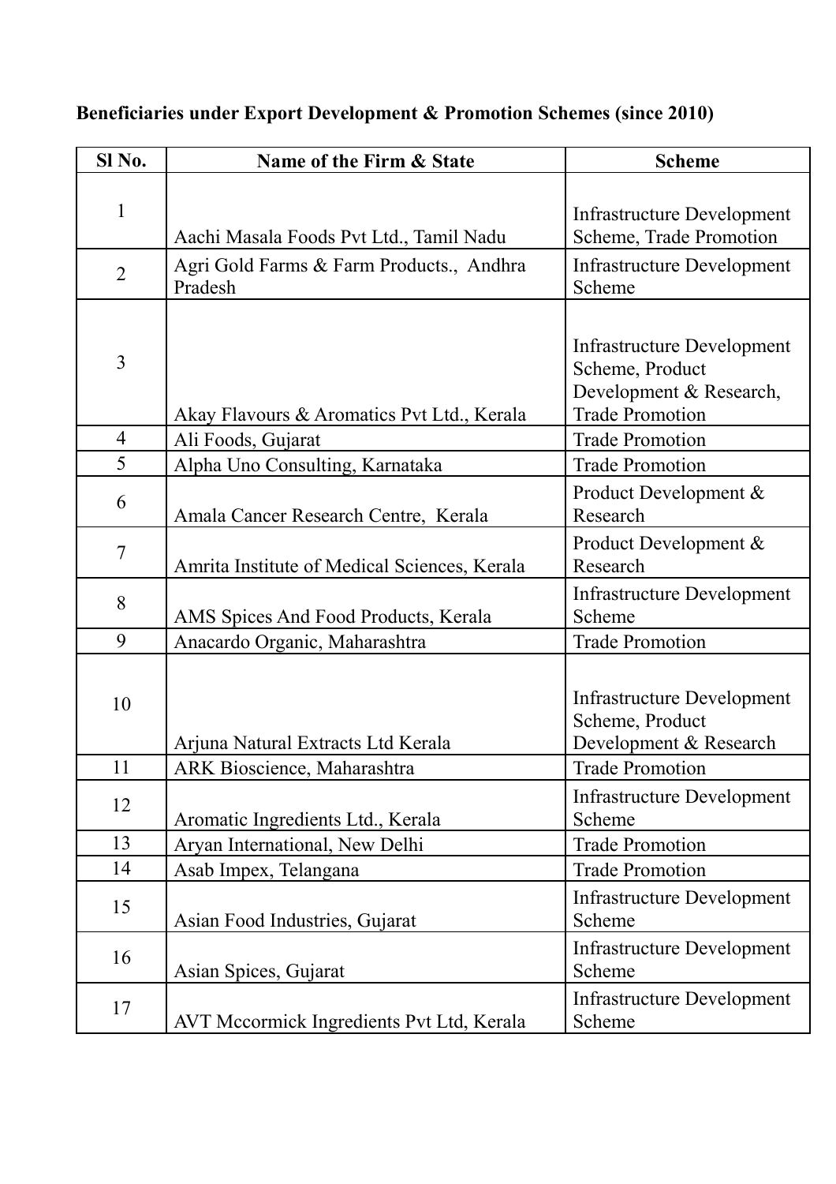**Beneficiaries under Export Development & Promotion Schemes (since 2010)**

| Sl No. | Name of the Firm & State | Scheme |
|---|---|---|
| 1 | Aachi Masala Foods Pvt Ltd., Tamil Nadu | Infrastructure Development Scheme, Trade Promotion |
| 2 | Agri Gold Farms & Farm Products., Andhra Pradesh | Infrastructure Development Scheme |
| 3 | Akay Flavours & Aromatics Pvt Ltd., Kerala | Infrastructure Development Scheme, Product Development & Research, Trade Promotion |
| 4 | Ali Foods, Gujarat | Trade Promotion |
| 5 | Alpha Uno Consulting, Karnataka | Trade Promotion |
| 6 | Amala Cancer Research Centre, Kerala | Product Development & Research |
| 7 | Amrita Institute of Medical Sciences, Kerala | Product Development & Research |
| 8 | AMS Spices And Food Products, Kerala | Infrastructure Development Scheme |
| 9 | Anacardo Organic, Maharashtra | Trade Promotion |
| 10 | Arjuna Natural Extracts Ltd Kerala | Infrastructure Development Scheme, Product Development & Research |
| 11 | ARK Bioscience, Maharashtra | Trade Promotion |
| 12 | Aromatic Ingredients Ltd., Kerala | Infrastructure Development Scheme |
| 13 | Aryan International, New Delhi | Trade Promotion |
| 14 | Asab Impex, Telangana | Trade Promotion |
| 15 | Asian Food Industries, Gujarat | Infrastructure Development Scheme |
| 16 | Asian Spices, Gujarat | Infrastructure Development Scheme |
| 17 | AVT Mccormick Ingredients Pvt Ltd, Kerala | Infrastructure Development Scheme |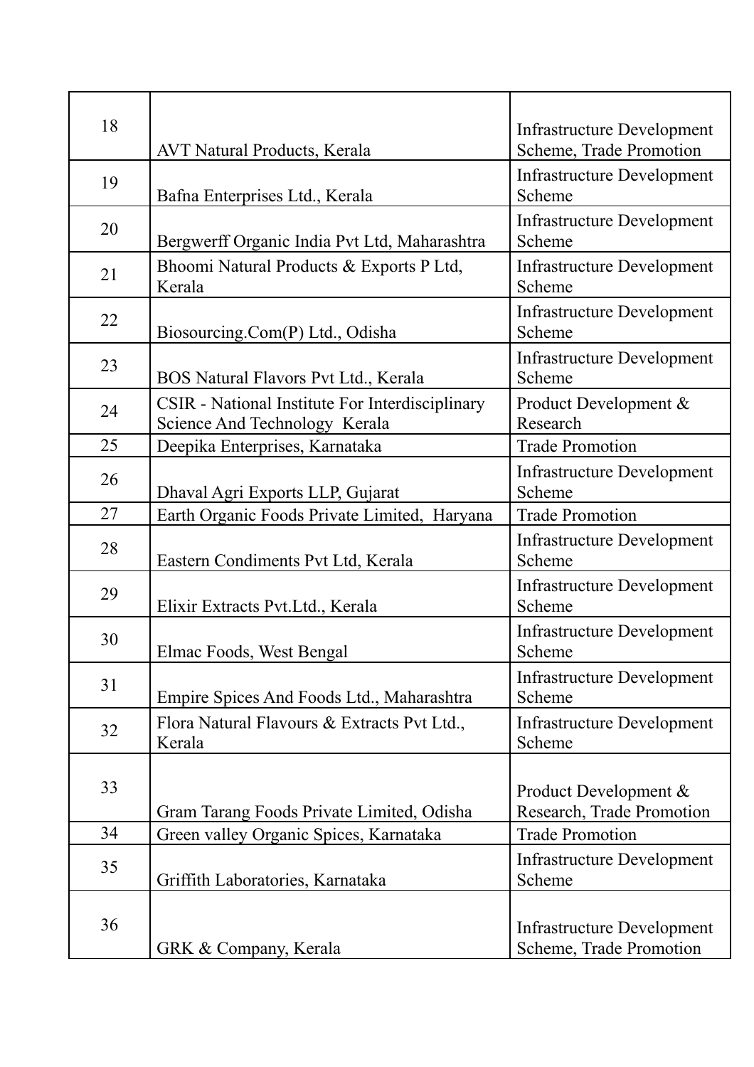| | | |
|---|---|---|
| 18 | AVT Natural Products, Kerala | Infrastructure Development Scheme, Trade Promotion |
| 19 | Bafna Enterprises Ltd., Kerala | Infrastructure Development Scheme |
| 20 | Bergwerff Organic India Pvt Ltd, Maharashtra | Infrastructure Development Scheme |
| 21 | Bhoomi Natural Products & Exports P Ltd, Kerala | Infrastructure Development Scheme |
| 22 | Biosourcing.Com(P) Ltd., Odisha | Infrastructure Development Scheme |
| 23 | BOS Natural Flavors Pvt Ltd., Kerala | Infrastructure Development Scheme |
| 24 | CSIR - National Institute For Interdisciplinary Science And Technology Kerala | Product Development & Research |
| 25 | Deepika Enterprises, Karnataka | Trade Promotion |
| 26 | Dhaval Agri Exports LLP, Gujarat | Infrastructure Development Scheme |
| 27 | Earth Organic Foods Private Limited, Haryana | Trade Promotion |
| 28 | Eastern Condiments Pvt Ltd, Kerala | Infrastructure Development Scheme |
| 29 | Elixir Extracts Pvt.Ltd., Kerala | Infrastructure Development Scheme |
| 30 | Elmac Foods, West Bengal | Infrastructure Development Scheme |
| 31 | Empire Spices And Foods Ltd., Maharashtra | Infrastructure Development Scheme |
| 32 | Flora Natural Flavours & Extracts Pvt Ltd., Kerala | Infrastructure Development Scheme |
| 33 | Gram Tarang Foods Private Limited, Odisha | Product Development & Research, Trade Promotion |
| 34 | Green valley Organic Spices, Karnataka | Trade Promotion |
| 35 | Griffith Laboratories, Karnataka | Infrastructure Development Scheme |
| 36 | GRK & Company, Kerala | Infrastructure Development Scheme, Trade Promotion |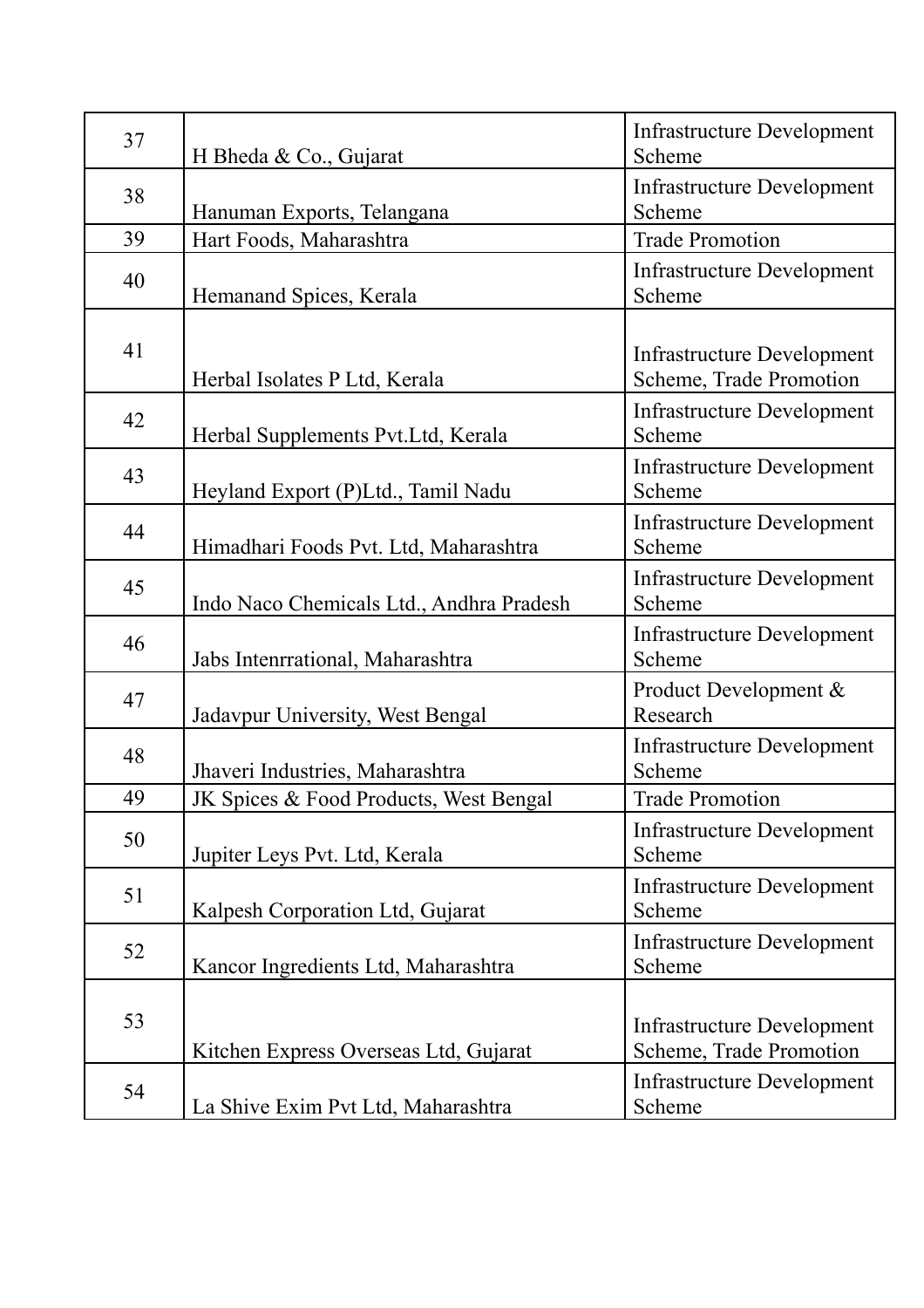| | | |
|---|---|---|
| 37 | H Bheda & Co., Gujarat | Infrastructure Development Scheme |
| 38 | Hanuman Exports, Telangana | Infrastructure Development Scheme |
| 39 | Hart Foods, Maharashtra | Trade Promotion |
| 40 | Hemanand Spices, Kerala | Infrastructure Development Scheme |
| 41 | Herbal Isolates P Ltd, Kerala | Infrastructure Development Scheme, Trade Promotion |
| 42 | Herbal Supplements Pvt.Ltd, Kerala | Infrastructure Development Scheme |
| 43 | Heyland Export (P)Ltd., Tamil Nadu | Infrastructure Development Scheme |
| 44 | Himadhari Foods Pvt. Ltd, Maharashtra | Infrastructure Development Scheme |
| 45 | Indo Naco Chemicals Ltd., Andhra Pradesh | Infrastructure Development Scheme |
| 46 | Jabs Intenrrational, Maharashtra | Infrastructure Development Scheme |
| 47 | Jadavpur University, West Bengal | Product Development & Research |
| 48 | Jhaveri Industries, Maharashtra | Infrastructure Development Scheme |
| 49 | JK Spices & Food Products, West Bengal | Trade Promotion |
| 50 | Jupiter Leys Pvt. Ltd, Kerala | Infrastructure Development Scheme |
| 51 | Kalpesh Corporation Ltd, Gujarat | Infrastructure Development Scheme |
| 52 | Kancor Ingredients Ltd, Maharashtra | Infrastructure Development Scheme |
| 53 | Kitchen Express Overseas Ltd, Gujarat | Infrastructure Development Scheme, Trade Promotion |
| 54 | La Shive Exim Pvt Ltd, Maharashtra | Infrastructure Development Scheme |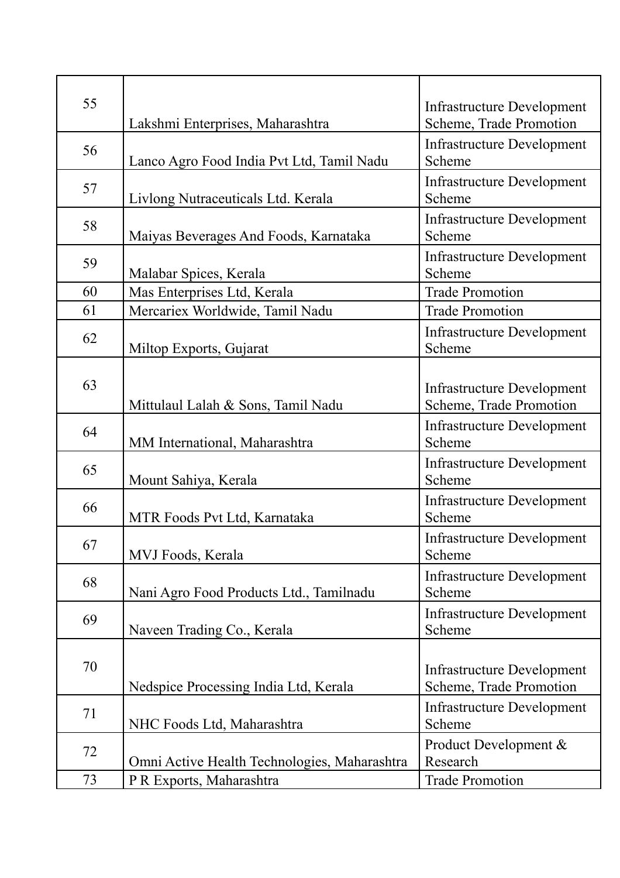| | | |
|---|---|---|
| 55 | Lakshmi Enterprises, Maharashtra | Infrastructure Development Scheme, Trade Promotion |
| 56 | Lanco Agro Food India Pvt Ltd, Tamil Nadu | Infrastructure Development Scheme |
| 57 | Livlong Nutraceuticals Ltd. Kerala | Infrastructure Development Scheme |
| 58 | Maiyas Beverages And Foods, Karnataka | Infrastructure Development Scheme |
| 59 | Malabar Spices, Kerala | Infrastructure Development Scheme |
| 60 | Mas Enterprises Ltd, Kerala | Trade Promotion |
| 61 | Mercariex Worldwide, Tamil Nadu | Trade Promotion |
| 62 | Miltop Exports, Gujarat | Infrastructure Development Scheme |
| 63 | Mittulaul Lalah & Sons, Tamil Nadu | Infrastructure Development Scheme, Trade Promotion |
| 64 | MM International, Maharashtra | Infrastructure Development Scheme |
| 65 | Mount Sahiya, Kerala | Infrastructure Development Scheme |
| 66 | MTR Foods Pvt Ltd, Karnataka | Infrastructure Development Scheme |
| 67 | MVJ Foods, Kerala | Infrastructure Development Scheme |
| 68 | Nani Agro Food Products Ltd., Tamilnadu | Infrastructure Development Scheme |
| 69 | Naveen Trading Co., Kerala | Infrastructure Development Scheme |
| 70 | Nedspice Processing India Ltd, Kerala | Infrastructure Development Scheme, Trade Promotion |
| 71 | NHC Foods Ltd, Maharashtra | Infrastructure Development Scheme |
| 72 | Omni Active Health Technologies, Maharashtra | Product Development & Research |
| 73 | P R Exports, Maharashtra | Trade Promotion |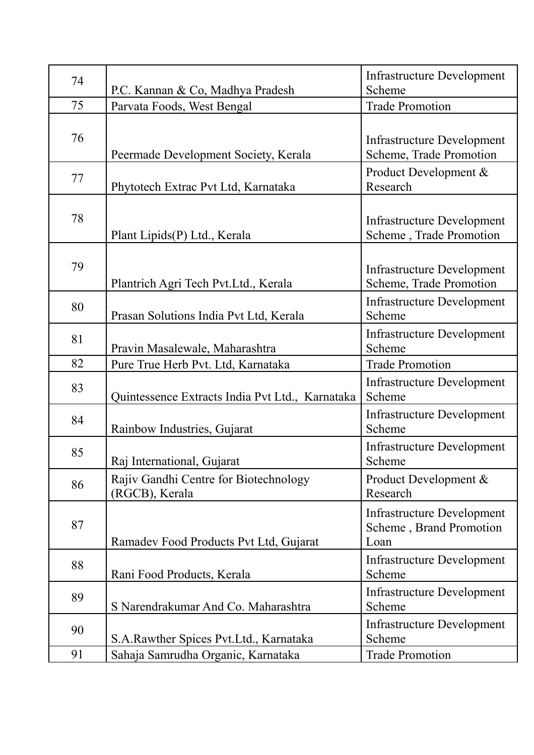| | | |
|---|---|---|
| 74 | P.C. Kannan & Co, Madhya Pradesh | Infrastructure Development Scheme |
| 75 | Parvata Foods, West Bengal | Trade Promotion |
| 76 | Peermade Development Society, Kerala | Infrastructure Development Scheme, Trade Promotion |
| 77 | Phytotech Extrac Pvt Ltd, Karnataka | Product Development & Research |
| 78 | Plant Lipids(P) Ltd., Kerala | Infrastructure Development Scheme , Trade Promotion |
| 79 | Plantrich Agri Tech Pvt.Ltd., Kerala | Infrastructure Development Scheme, Trade Promotion |
| 80 | Prasan Solutions India Pvt Ltd, Kerala | Infrastructure Development Scheme |
| 81 | Pravin Masalewale, Maharashtra | Infrastructure Development Scheme |
| 82 | Pure True Herb Pvt. Ltd, Karnataka | Trade Promotion |
| 83 | Quintessence Extracts India Pvt Ltd., Karnataka | Infrastructure Development Scheme |
| 84 | Rainbow Industries, Gujarat | Infrastructure Development Scheme |
| 85 | Raj International, Gujarat | Infrastructure Development Scheme |
| 86 | Rajiv Gandhi Centre for Biotechnology (RGCB), Kerala | Product Development & Research |
| 87 | Ramadev Food Products Pvt Ltd, Gujarat | Infrastructure Development Scheme , Brand Promotion Loan |
| 88 | Rani Food Products, Kerala | Infrastructure Development Scheme |
| 89 | S Narendrakumar And Co. Maharashtra | Infrastructure Development Scheme |
| 90 | S.A.Rawther Spices Pvt.Ltd., Karnataka | Infrastructure Development Scheme |
| 91 | Sahaja Samrudha Organic, Karnataka | Trade Promotion |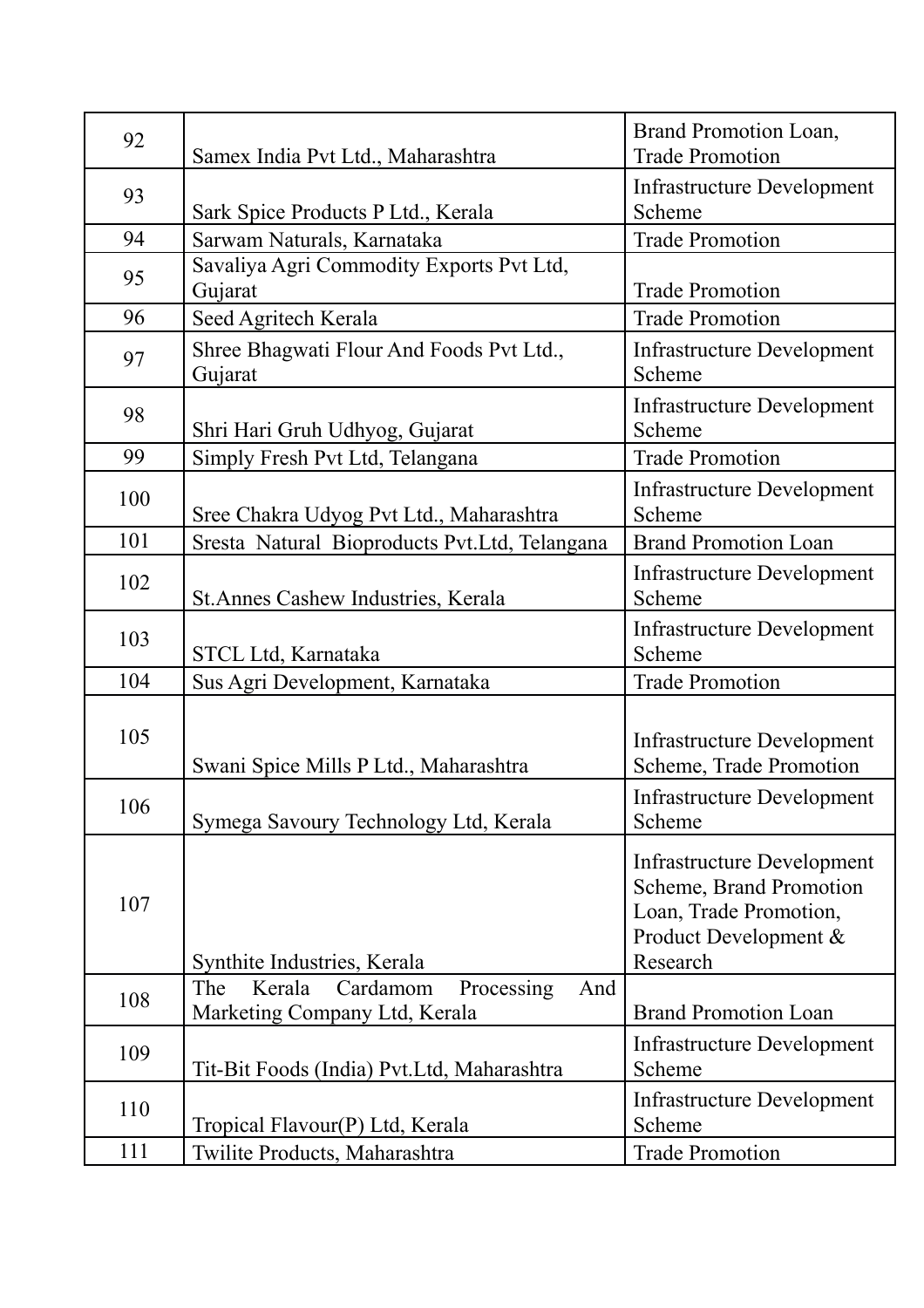| | | |
|---|---|---|
| 92 | Samex India Pvt Ltd., Maharashtra | Brand Promotion Loan, Trade Promotion |
| 93 | Sark Spice Products P Ltd., Kerala | Infrastructure Development Scheme |
| 94 | Sarwam Naturals, Karnataka | Trade Promotion |
| 95 | Savaliya Agri Commodity Exports Pvt Ltd, Gujarat | Trade Promotion |
| 96 | Seed Agritech Kerala | Trade Promotion |
| 97 | Shree Bhagwati Flour And Foods Pvt Ltd., Gujarat | Infrastructure Development Scheme |
| 98 | Shri Hari Gruh Udhyog, Gujarat | Infrastructure Development Scheme |
| 99 | Simply Fresh Pvt Ltd, Telangana | Trade Promotion |
| 100 | Sree Chakra Udyog Pvt Ltd., Maharashtra | Infrastructure Development Scheme |
| 101 | Sresta Natural Bioproducts Pvt.Ltd, Telangana | Brand Promotion Loan |
| 102 | St.Annes Cashew Industries, Kerala | Infrastructure Development Scheme |
| 103 | STCL Ltd, Karnataka | Infrastructure Development Scheme |
| 104 | Sus Agri Development, Karnataka | Trade Promotion |
| 105 | Swani Spice Mills P Ltd., Maharashtra | Infrastructure Development Scheme, Trade Promotion |
| 106 | Symega Savoury Technology Ltd, Kerala | Infrastructure Development Scheme |
| 107 | Synthite Industries, Kerala | Infrastructure Development Scheme, Brand Promotion Loan, Trade Promotion, Product Development & Research |
| 108 | The Kerala Cardamom Processing And Marketing Company Ltd, Kerala | Brand Promotion Loan |
| 109 | Tit-Bit Foods (India) Pvt.Ltd, Maharashtra | Infrastructure Development Scheme |
| 110 | Tropical Flavour(P) Ltd, Kerala | Infrastructure Development Scheme |
| 111 | Twilite Products, Maharashtra | Trade Promotion |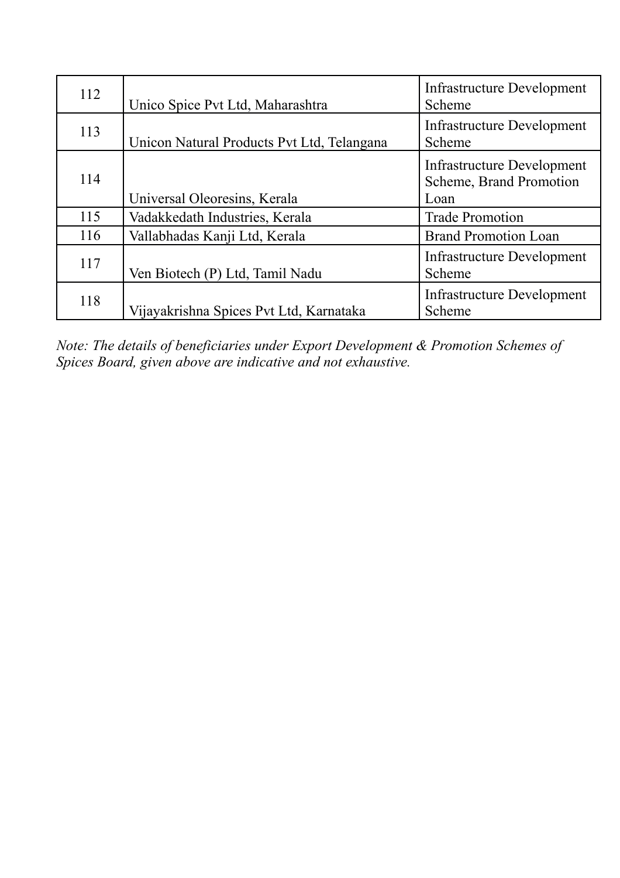| | | |
|---|---|---|
| 112 | Unico Spice Pvt Ltd, Maharashtra | Infrastructure Development Scheme |
| 113 | Unicon Natural Products Pvt Ltd, Telangana | Infrastructure Development Scheme |
| 114 | Universal Oleoresins, Kerala | Infrastructure Development Scheme, Brand Promotion Loan |
| 115 | Vadakkedath Industries, Kerala | Trade Promotion |
| 116 | Vallabhadas Kanji Ltd, Kerala | Brand Promotion Loan |
| 117 | Ven Biotech (P) Ltd, Tamil Nadu | Infrastructure Development Scheme |
| 118 | Vijayakrishna Spices Pvt Ltd, Karnataka | Infrastructure Development Scheme |

*Note: The details of beneficiaries under Export Development & Promotion Schemes of Spices Board, given above are indicative and not exhaustive.*